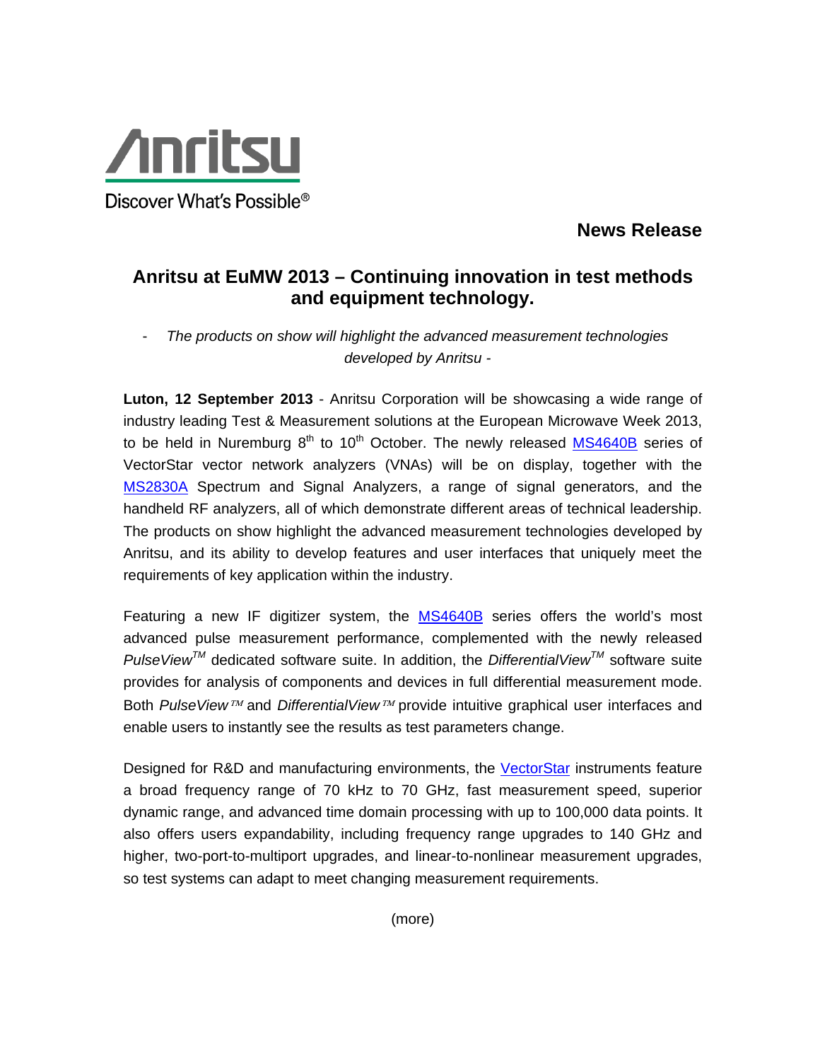Anritsu

Discover What's Possible®

**News Release**

# Anritsu at EuMW 2013 – Continuing innovation in test methods and equipment technology.

- *The products on show will highlight the advanced measurement technologies developed by Anritsu* -

**Luton, 12 September 2013** - Anritsu Corporation will be showcasing a wide range of industry leading Test & Measurement solutions at the European Microwave Week 2013, to be held in Nuremburg 8th to 10th October. The newly released MS4640B series of VectorStar vector network analyzers (VNAs) will be on display, together with the MS2830A Spectrum and Signal Analyzers, a range of signal generators, and the handheld RF analyzers, all of which demonstrate different areas of technical leadership. The products on show highlight the advanced measurement technologies developed by Anritsu, and its ability to develop features and user interfaces that uniquely meet the requirements of key application within the industry.

Featuring a new IF digitizer system, the MS4640B series offers the world's most advanced pulse measurement performance, complemented with the newly released *PulseView*™ dedicated software suite. In addition, the *DifferentialView*™ software suite provides for analysis of components and devices in full differential measurement mode. Both *PulseView*™ and *DifferentialView*™ provide intuitive graphical user interfaces and enable users to instantly see the results as test parameters change.

Designed for R&D and manufacturing environments, the VectorStar instruments feature a broad frequency range of 70 kHz to 70 GHz, fast measurement speed, superior dynamic range, and advanced time domain processing with up to 100,000 data points. It also offers users expandability, including frequency range upgrades to 140 GHz and higher, two-port-to-multiport upgrades, and linear-to-nonlinear measurement upgrades, so test systems can adapt to meet changing measurement requirements.

(more)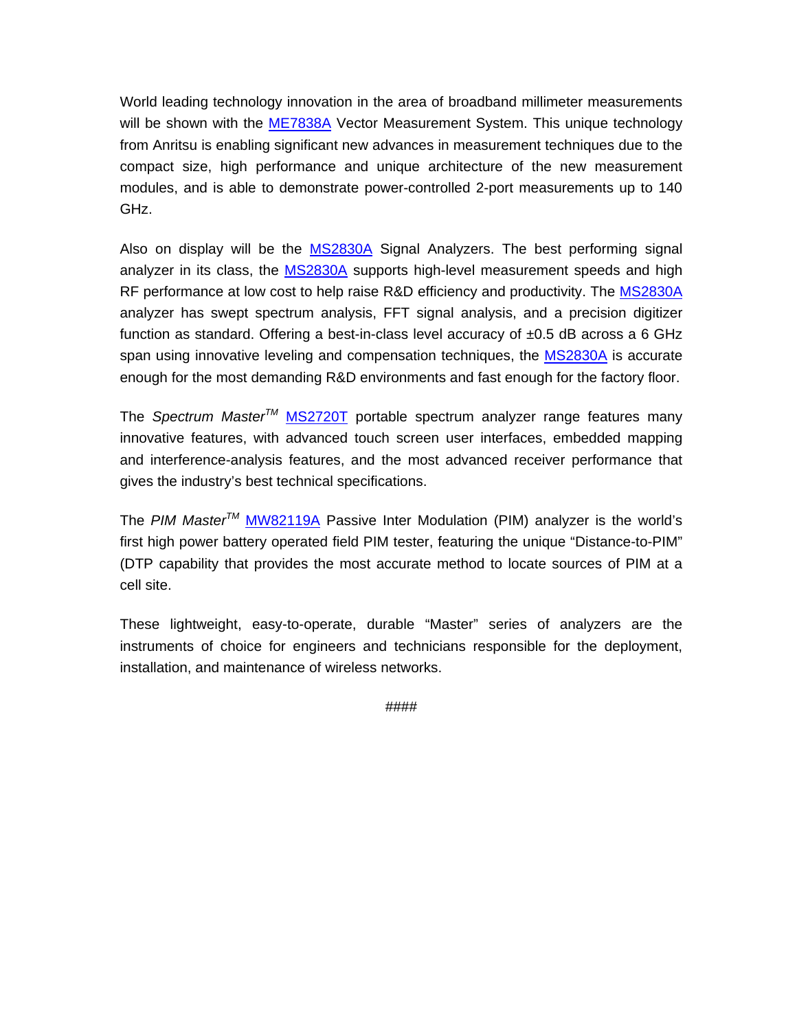World leading technology innovation in the area of broadband millimeter measurements will be shown with the ME7838A Vector Measurement System. This unique technology from Anritsu is enabling significant new advances in measurement techniques due to the compact size, high performance and unique architecture of the new measurement modules, and is able to demonstrate power-controlled 2-port measurements up to 140 GHz.

Also on display will be the MS2830A Signal Analyzers. The best performing signal analyzer in its class, the MS2830A supports high-level measurement speeds and high RF performance at low cost to help raise R&D efficiency and productivity. The MS2830A analyzer has swept spectrum analysis, FFT signal analysis, and a precision digitizer function as standard. Offering a best-in-class level accuracy of ±0.5 dB across a 6 GHz span using innovative leveling and compensation techniques, the MS2830A is accurate enough for the most demanding R&D environments and fast enough for the factory floor.

The *Spectrum Master*™ MS2720T portable spectrum analyzer range features many innovative features, with advanced touch screen user interfaces, embedded mapping and interference-analysis features, and the most advanced receiver performance that gives the industry's best technical specifications.

The *PIM Master*™ MW82119A Passive Inter Modulation (PIM) analyzer is the world's first high power battery operated field PIM tester, featuring the unique "Distance-to-PIM" (DTP capability that provides the most accurate method to locate sources of PIM at a cell site.

These lightweight, easy-to-operate, durable "Master" series of analyzers are the instruments of choice for engineers and technicians responsible for the deployment, installation, and maintenance of wireless networks.

####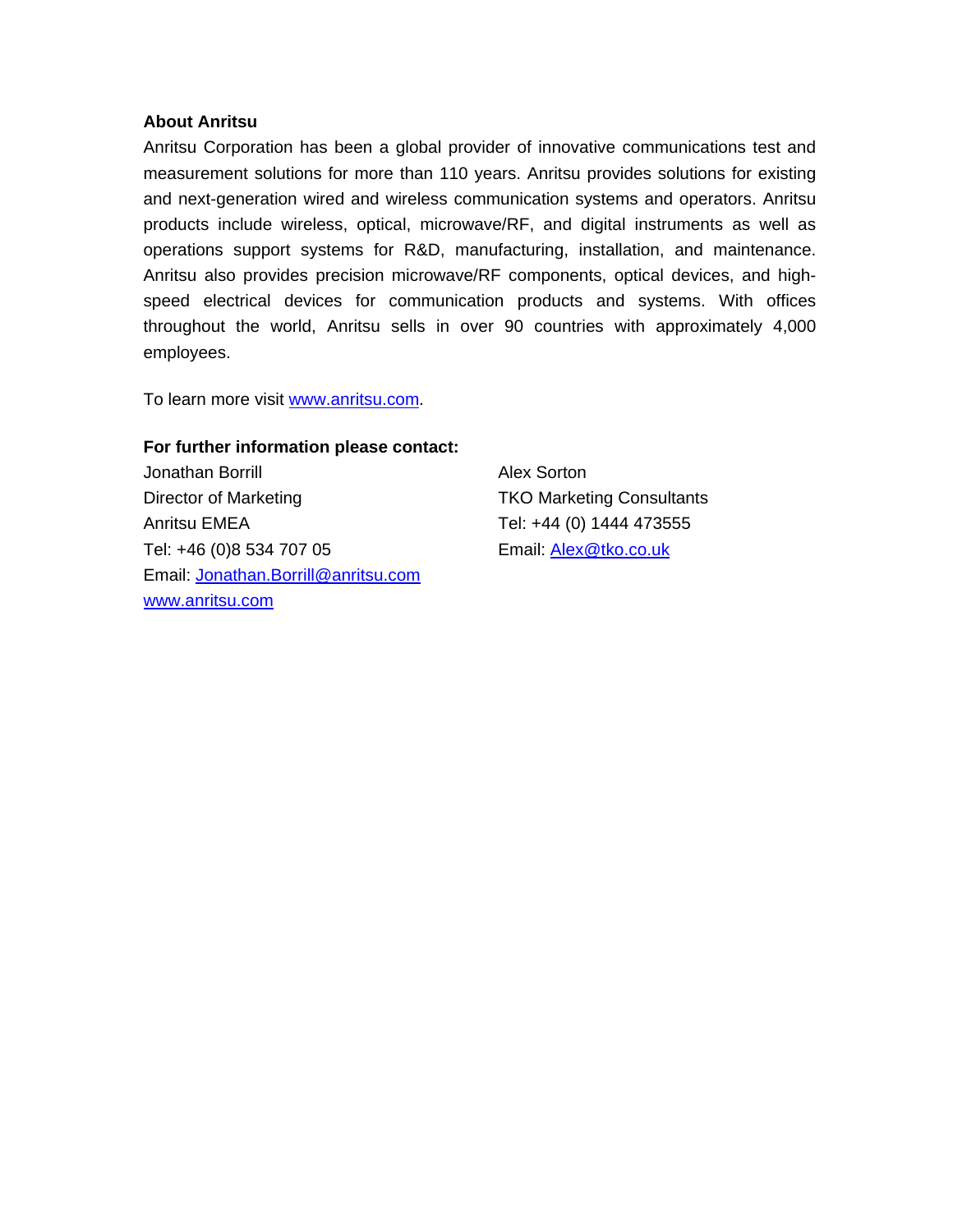**About Anritsu**

Anritsu Corporation has been a global provider of innovative communications test and measurement solutions for more than 110 years. Anritsu provides solutions for existing and next-generation wired and wireless communication systems and operators. Anritsu products include wireless, optical, microwave/RF, and digital instruments as well as operations support systems for R&D, manufacturing, installation, and maintenance. Anritsu also provides precision microwave/RF components, optical devices, and high-speed electrical devices for communication products and systems. With offices throughout the world, Anritsu sells in over 90 countries with approximately 4,000 employees.

To learn more visit www.anritsu.com.

**For further information please contact:**

Jonathan Borrill
Director of Marketing
Anritsu EMEA
Tel: +46 (0)8 534 707 05
Email: Jonathan.Borrill@anritsu.com
www.anritsu.com

Alex Sorton
TKO Marketing Consultants
Tel: +44 (0) 1444 473555
Email: Alex@tko.co.uk